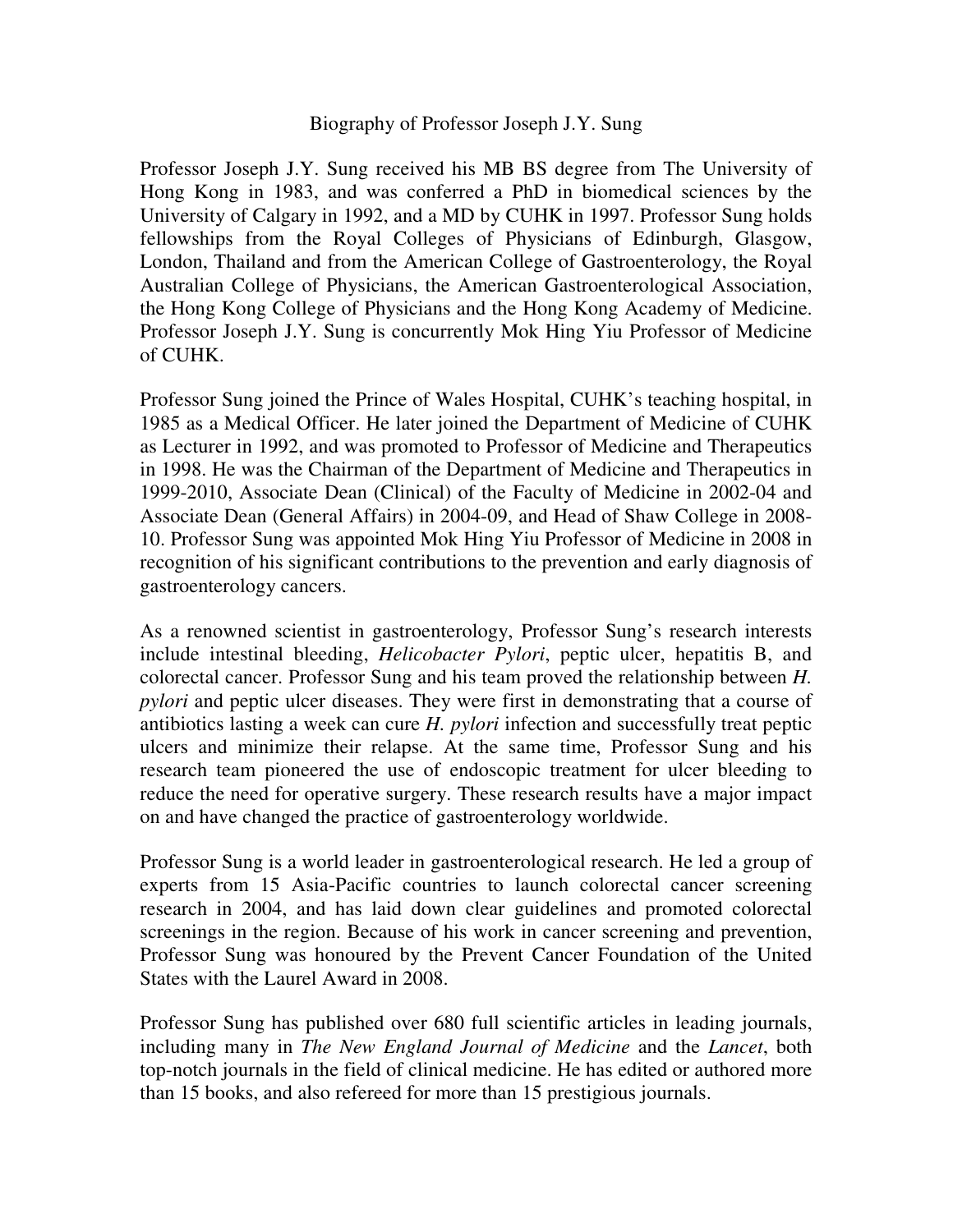# Biography of Professor Joseph J.Y. Sung

Professor Joseph J.Y. Sung received his MB BS degree from The University of Hong Kong in 1983, and was conferred a PhD in biomedical sciences by the University of Calgary in 1992, and a MD by CUHK in 1997. Professor Sung holds fellowships from the Royal Colleges of Physicians of Edinburgh, Glasgow, London, Thailand and from the American College of Gastroenterology, the Royal Australian College of Physicians, the American Gastroenterological Association, the Hong Kong College of Physicians and the Hong Kong Academy of Medicine. Professor Joseph J.Y. Sung is concurrently Mok Hing Yiu Professor of Medicine of CUHK.

Professor Sung joined the Prince of Wales Hospital, CUHK's teaching hospital, in 1985 as a Medical Officer. He later joined the Department of Medicine of CUHK as Lecturer in 1992, and was promoted to Professor of Medicine and Therapeutics in 1998. He was the Chairman of the Department of Medicine and Therapeutics in 1999-2010, Associate Dean (Clinical) of the Faculty of Medicine in 2002-04 and Associate Dean (General Affairs) in 2004-09, and Head of Shaw College in 2008-10. Professor Sung was appointed Mok Hing Yiu Professor of Medicine in 2008 in recognition of his significant contributions to the prevention and early diagnosis of gastroenterology cancers.

As a renowned scientist in gastroenterology, Professor Sung's research interests include intestinal bleeding, *Helicobacter Pylori*, peptic ulcer, hepatitis B, and colorectal cancer. Professor Sung and his team proved the relationship between *H. pylori* and peptic ulcer diseases. They were first in demonstrating that a course of antibiotics lasting a week can cure *H. pylori* infection and successfully treat peptic ulcers and minimize their relapse. At the same time, Professor Sung and his research team pioneered the use of endoscopic treatment for ulcer bleeding to reduce the need for operative surgery. These research results have a major impact on and have changed the practice of gastroenterology worldwide.

Professor Sung is a world leader in gastroenterological research. He led a group of experts from 15 Asia-Pacific countries to launch colorectal cancer screening research in 2004, and has laid down clear guidelines and promoted colorectal screenings in the region. Because of his work in cancer screening and prevention, Professor Sung was honoured by the Prevent Cancer Foundation of the United States with the Laurel Award in 2008.

Professor Sung has published over 680 full scientific articles in leading journals, including many in *The New England Journal of Medicine* and the *Lancet*, both top-notch journals in the field of clinical medicine. He has edited or authored more than 15 books, and also refereed for more than 15 prestigious journals.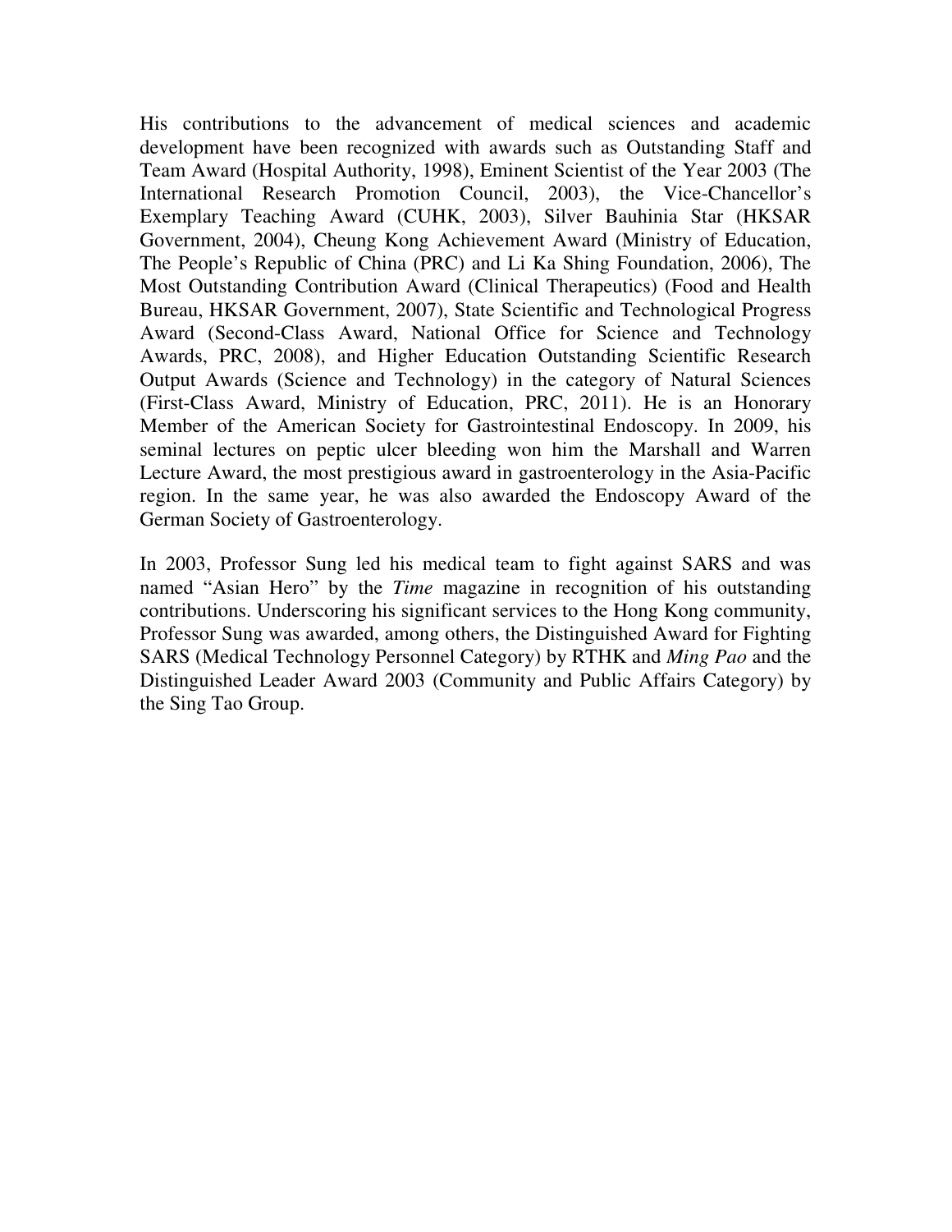His contributions to the advancement of medical sciences and academic development have been recognized with awards such as Outstanding Staff and Team Award (Hospital Authority, 1998), Eminent Scientist of the Year 2003 (The International Research Promotion Council, 2003), the Vice-Chancellor's Exemplary Teaching Award (CUHK, 2003), Silver Bauhinia Star (HKSAR Government, 2004), Cheung Kong Achievement Award (Ministry of Education, The People's Republic of China (PRC) and Li Ka Shing Foundation, 2006), The Most Outstanding Contribution Award (Clinical Therapeutics) (Food and Health Bureau, HKSAR Government, 2007), State Scientific and Technological Progress Award (Second-Class Award, National Office for Science and Technology Awards, PRC, 2008), and Higher Education Outstanding Scientific Research Output Awards (Science and Technology) in the category of Natural Sciences (First-Class Award, Ministry of Education, PRC, 2011). He is an Honorary Member of the American Society for Gastrointestinal Endoscopy. In 2009, his seminal lectures on peptic ulcer bleeding won him the Marshall and Warren Lecture Award, the most prestigious award in gastroenterology in the Asia-Pacific region. In the same year, he was also awarded the Endoscopy Award of the German Society of Gastroenterology.

In 2003, Professor Sung led his medical team to fight against SARS and was named "Asian Hero" by the *Time* magazine in recognition of his outstanding contributions. Underscoring his significant services to the Hong Kong community, Professor Sung was awarded, among others, the Distinguished Award for Fighting SARS (Medical Technology Personnel Category) by RTHK and *Ming Pao* and the Distinguished Leader Award 2003 (Community and Public Affairs Category) by the Sing Tao Group.